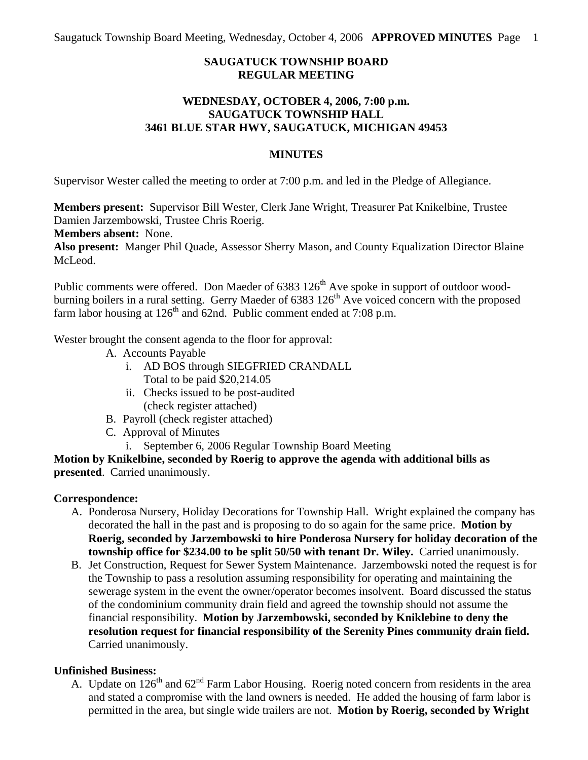# SAUGATUCK TOWNSHIP BOARD
## REGULAR MEETING

### WEDNESDAY, OCTOBER 4, 2006, 7:00 p.m.
### SAUGATUCK TOWNSHIP HALL
### 3461 BLUE STAR HWY, SAUGATUCK, MICHIGAN 49453

### MINUTES

Supervisor Wester called the meeting to order at 7:00 p.m. and led in the Pledge of Allegiance.

**Members present:** Supervisor Bill Wester, Clerk Jane Wright, Treasurer Pat Knikelbine, Trustee Damien Jarzembowski, Trustee Chris Roerig.
**Members absent:** None.
**Also present:** Manger Phil Quade, Assessor Sherry Mason, and County Equalization Director Blaine McLeod.

Public comments were offered. Don Maeder of 6383 126th Ave spoke in support of outdoor wood-burning boilers in a rural setting. Gerry Maeder of 6383 126th Ave voiced concern with the proposed farm labor housing at 126th and 62nd. Public comment ended at 7:08 p.m.

Wester brought the consent agenda to the floor for approval:

- A. Accounts Payable
  - i. AD BOS through SIEGFRIED CRANDALL
    Total to be paid $20,214.05
  - ii. Checks issued to be post-audited
    (check register attached)
- B. Payroll (check register attached)
- C. Approval of Minutes
  - i. September 6, 2006 Regular Township Board Meeting

**Motion by Knikelbine, seconded by Roerig to approve the agenda with additional bills as presented**. Carried unanimously.

**Correspondence:**

A. Ponderosa Nursery, Holiday Decorations for Township Hall. Wright explained the company has decorated the hall in the past and is proposing to do so again for the same price. **Motion by Roerig, seconded by Jarzembowski to hire Ponderosa Nursery for holiday decoration of the township office for $234.00 to be split 50/50 with tenant Dr. Wiley.** Carried unanimously.

B. Jet Construction, Request for Sewer System Maintenance. Jarzembowski noted the request is for the Township to pass a resolution assuming responsibility for operating and maintaining the sewerage system in the event the owner/operator becomes insolvent. Board discussed the status of the condominium community drain field and agreed the township should not assume the financial responsibility. **Motion by Jarzembowski, seconded by Kniklebine to deny the resolution request for financial responsibility of the Serenity Pines community drain field.** Carried unanimously.

**Unfinished Business:**

A. Update on 126th and 62nd Farm Labor Housing. Roerig noted concern from residents in the area and stated a compromise with the land owners is needed. He added the housing of farm labor is permitted in the area, but single wide trailers are not. **Motion by Roerig, seconded by Wright**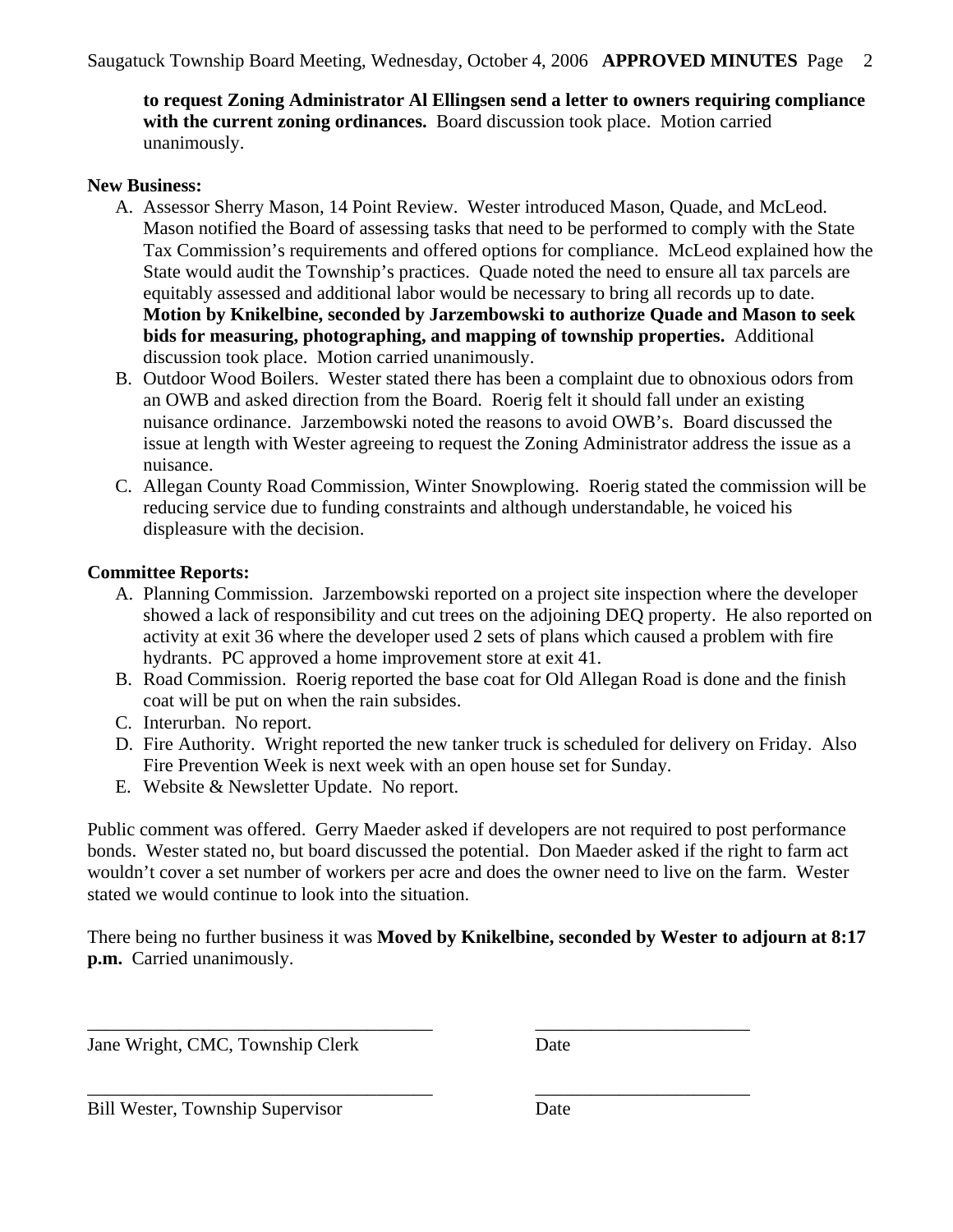**to request Zoning Administrator Al Ellingsen send a letter to owners requiring compliance with the current zoning ordinances.** Board discussion took place. Motion carried unanimously.

**New Business:**

A. Assessor Sherry Mason, 14 Point Review. Wester introduced Mason, Quade, and McLeod. Mason notified the Board of assessing tasks that need to be performed to comply with the State Tax Commission's requirements and offered options for compliance. McLeod explained how the State would audit the Township's practices. Quade noted the need to ensure all tax parcels are equitably assessed and additional labor would be necessary to bring all records up to date. **Motion by Knikelbine, seconded by Jarzembowski to authorize Quade and Mason to seek bids for measuring, photographing, and mapping of township properties.** Additional discussion took place. Motion carried unanimously.
B. Outdoor Wood Boilers. Wester stated there has been a complaint due to obnoxious odors from an OWB and asked direction from the Board. Roerig felt it should fall under an existing nuisance ordinance. Jarzembowski noted the reasons to avoid OWB's. Board discussed the issue at length with Wester agreeing to request the Zoning Administrator address the issue as a nuisance.
C. Allegan County Road Commission, Winter Snowplowing. Roerig stated the commission will be reducing service due to funding constraints and although understandable, he voiced his displeasure with the decision.

**Committee Reports:**

A. Planning Commission. Jarzembowski reported on a project site inspection where the developer showed a lack of responsibility and cut trees on the adjoining DEQ property. He also reported on activity at exit 36 where the developer used 2 sets of plans which caused a problem with fire hydrants. PC approved a home improvement store at exit 41.
B. Road Commission. Roerig reported the base coat for Old Allegan Road is done and the finish coat will be put on when the rain subsides.
C. Interurban. No report.
D. Fire Authority. Wright reported the new tanker truck is scheduled for delivery on Friday. Also Fire Prevention Week is next week with an open house set for Sunday.
E. Website & Newsletter Update. No report.

Public comment was offered. Gerry Maeder asked if developers are not required to post performance bonds. Wester stated no, but board discussed the potential. Don Maeder asked if the right to farm act wouldn't cover a set number of workers per acre and does the owner need to live on the farm. Wester stated we would continue to look into the situation.

There being no further business it was **Moved by Knikelbine, seconded by Wester to adjourn at 8:17 p.m.** Carried unanimously.

_____________________________________ _______________________
Jane Wright, CMC, Township Clerk Date

_____________________________________ _______________________
Bill Wester, Township Supervisor Date